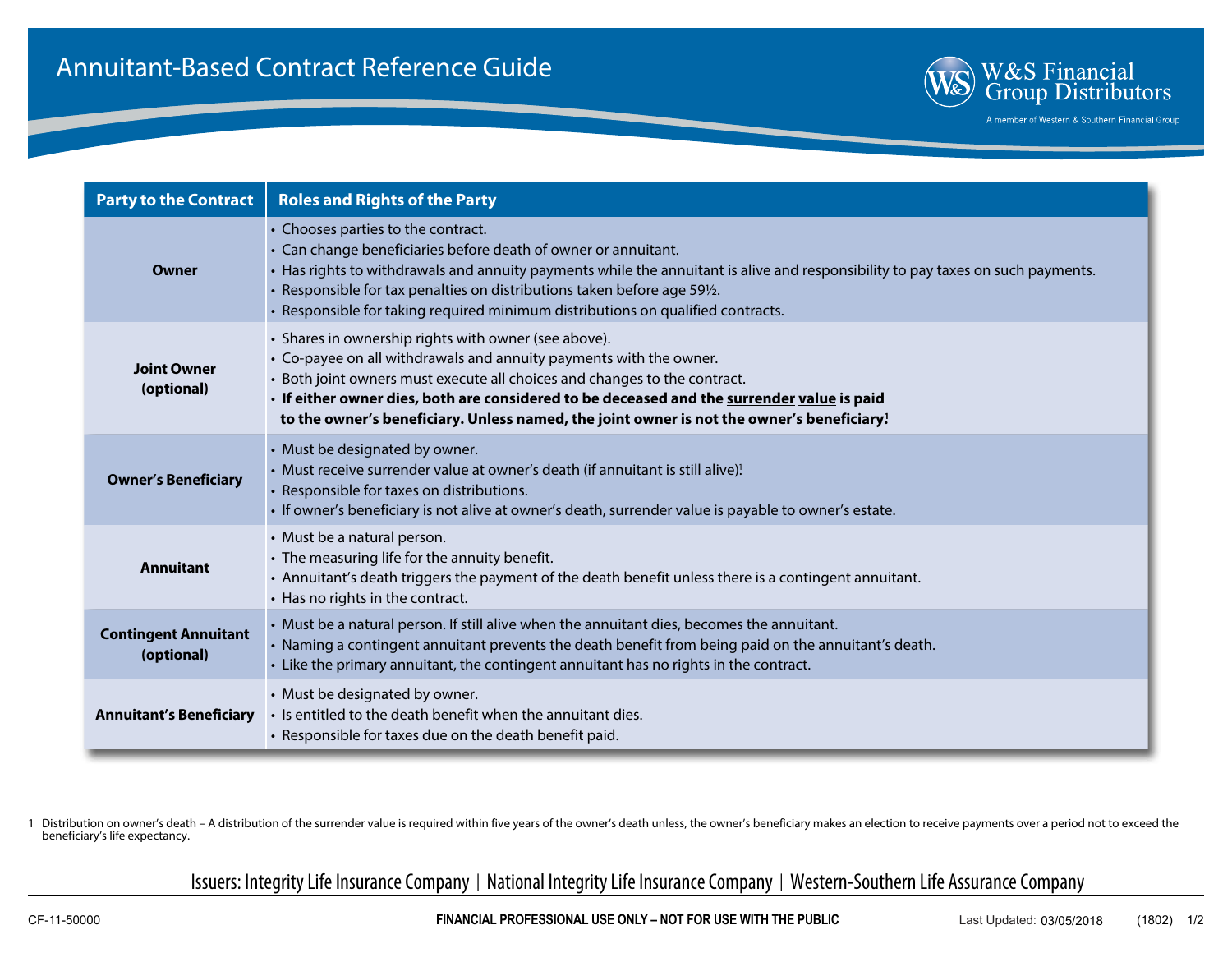# Annuitant-Based Contract Reference Guide

W&S Financial Group Distributors
A member of Western & Southern Financial Group

| Party to the Contract | Roles and Rights of the Party |
|---|---|
| **Owner** | • Chooses parties to the contract.<br>• Can change beneficiaries before death of owner or annuitant.<br>• Has rights to withdrawals and annuity payments while the annuitant is alive and responsibility to pay taxes on such payments.<br>• Responsible for tax penalties on distributions taken before age 59½.<br>• Responsible for taking required minimum distributions on qualified contracts. |
| **Joint Owner (optional)** | • Shares in ownership rights with owner (see above).<br>• Co-payee on all withdrawals and annuity payments with the owner.<br>• Both joint owners must execute all choices and changes to the contract.<br>• **If either owner dies, both are considered to be deceased and the <u>surrender value</u> is paid to the owner's beneficiary. Unless named, the joint owner is not the owner's beneficiary.**[1] |
| **Owner's Beneficiary** | • Must be designated by owner.<br>• Must receive surrender value at owner's death (if annuitant is still alive).[1]<br>• Responsible for taxes on distributions.<br>• If owner's beneficiary is not alive at owner's death, surrender value is payable to owner's estate. |
| **Annuitant** | • Must be a natural person.<br>• The measuring life for the annuity benefit.<br>• Annuitant's death triggers the payment of the death benefit unless there is a contingent annuitant.<br>• Has no rights in the contract. |
| **Contingent Annuitant (optional)** | • Must be a natural person. If still alive when the annuitant dies, becomes the annuitant.<br>• Naming a contingent annuitant prevents the death benefit from being paid on the annuitant's death.<br>• Like the primary annuitant, the contingent annuitant has no rights in the contract. |
| **Annuitant's Beneficiary** | • Must be designated by owner.<br>• Is entitled to the death benefit when the annuitant dies.<br>• Responsible for taxes due on the death benefit paid. |

1 Distribution on owner's death – A distribution of the surrender value is required within five years of the owner's death unless, the owner's beneficiary makes an election to receive payments over a period not to exceed the beneficiary's life expectancy.

Issuers: Integrity Life Insurance Company | National Integrity Life Insurance Company | Western-Southern Life Assurance Company

CF-11-50000 **FINANCIAL PROFESSIONAL USE ONLY – NOT FOR USE WITH THE PUBLIC** Last Updated: 03/05/2018 (1802)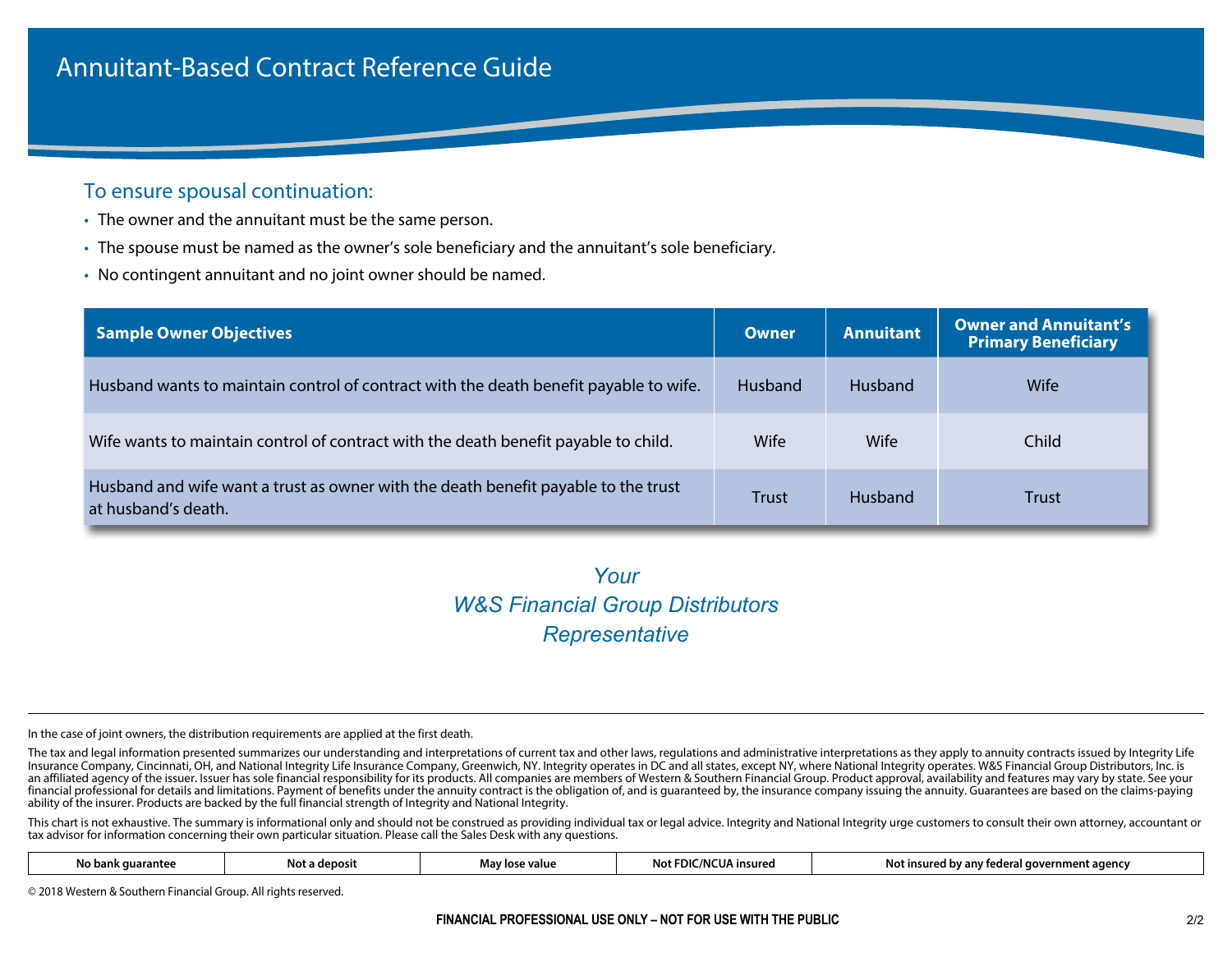# Annuitant-Based Contract Reference Guide

## To ensure spousal continuation:

- The owner and the annuitant must be the same person.
- The spouse must be named as the owner's sole beneficiary and the annuitant's sole beneficiary.
- No contingent annuitant and no joint owner should be named.

| Sample Owner Objectives | Owner | Annuitant | Owner and Annuitant's Primary Beneficiary |
|---|---|---|---|
| Husband wants to maintain control of contract with the death benefit payable to wife. | Husband | Husband | Wife |
| Wife wants to maintain control of contract with the death benefit payable to child. | Wife | Wife | Child |
| Husband and wife want a trust as owner with the death benefit payable to the trust at husband's death. | Trust | Husband | Trust |

*Your*
*W&S Financial Group Distributors*
*Representative*

In the case of joint owners, the distribution requirements are applied at the first death.

The tax and legal information presented summarizes our understanding and interpretations of current tax and other laws, regulations and administrative interpretations as they apply to annuity contracts issued by Integrity Life Insurance Company, Cincinnati, OH, and National Integrity Life Insurance Company, Greenwich, NY. Integrity operates in DC and all states, except NY, where National Integrity operates. W&S Financial Group Distributors, Inc. is an affiliated agency of the issuer. Issuer has sole financial responsibility for its products. All companies are members of Western & Southern Financial Group. Product approval, availability and features may vary by state. See your financial professional for details and limitations. Payment of benefits under the annuity contract is the obligation of, and is guaranteed by, the insurance company issuing the annuity. Guarantees are based on the claims-paying ability of the insurer. Products are backed by the full financial strength of Integrity and National Integrity.

This chart is not exhaustive. The summary is informational only and should not be construed as providing individual tax or legal advice. Integrity and National Integrity urge customers to consult their own attorney, accountant or tax advisor for information concerning their own particular situation. Please call the Sales Desk with any questions.

| No bank guarantee | Not a deposit | May lose value | Not FDIC/NCUA insured | Not insured by any federal government agency |
|---|---|---|---|---|

© 2018 Western & Southern Financial Group. All rights reserved.

**FINANCIAL PROFESSIONAL USE ONLY – NOT FOR USE WITH THE PUBLIC**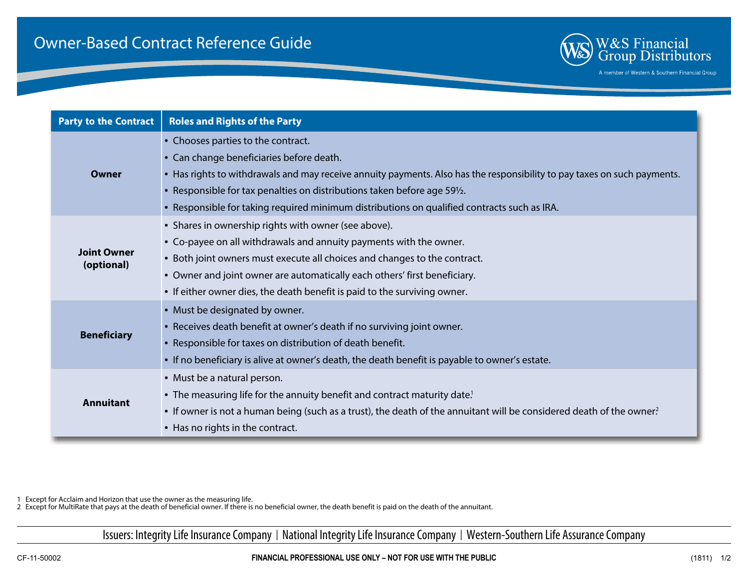# Owner-Based Contract Reference Guide

W&S Financial Group Distributors
A member of Western & Southern Financial Group

| Party to the Contract | Roles and Rights of the Party |
|---|---|
| **Owner** | • Chooses parties to the contract.<br>• Can change beneficiaries before death.<br>• Has rights to withdrawals and may receive annuity payments. Also has the responsibility to pay taxes on such payments.<br>• Responsible for tax penalties on distributions taken before age 59½.<br>• Responsible for taking required minimum distributions on qualified contracts such as IRA. |
| **Joint Owner (optional)** | • Shares in ownership rights with owner (see above).<br>• Co-payee on all withdrawals and annuity payments with the owner.<br>• Both joint owners must execute all choices and changes to the contract.<br>• Owner and joint owner are automatically each others' first beneficiary.<br>• If either owner dies, the death benefit is paid to the surviving owner. |
| **Beneficiary** | • Must be designated by owner.<br>• Receives death benefit at owner's death if no surviving joint owner.<br>• Responsible for taxes on distribution of death benefit.<br>• If no beneficiary is alive at owner's death, the death benefit is payable to owner's estate. |
| **Annuitant** | • Must be a natural person.<br>• The measuring life for the annuity benefit and contract maturity date.[1]<br>• If owner is not a human being (such as a trust), the death of the annuitant will be considered death of the owner.[2]<br>• Has no rights in the contract. |

1 Except for Acclaim and Horizon that use the owner as the measuring life.
2 Except for MultiRate that pays at the death of beneficial owner. If there is no beneficial owner, the death benefit is paid on the death of the annuitant.

Issuers: Integrity Life Insurance Company | National Integrity Life Insurance Company | Western-Southern Life Assurance Company

CF-11-50002 FINANCIAL PROFESSIONAL USE ONLY – NOT FOR USE WITH THE PUBLIC (1811)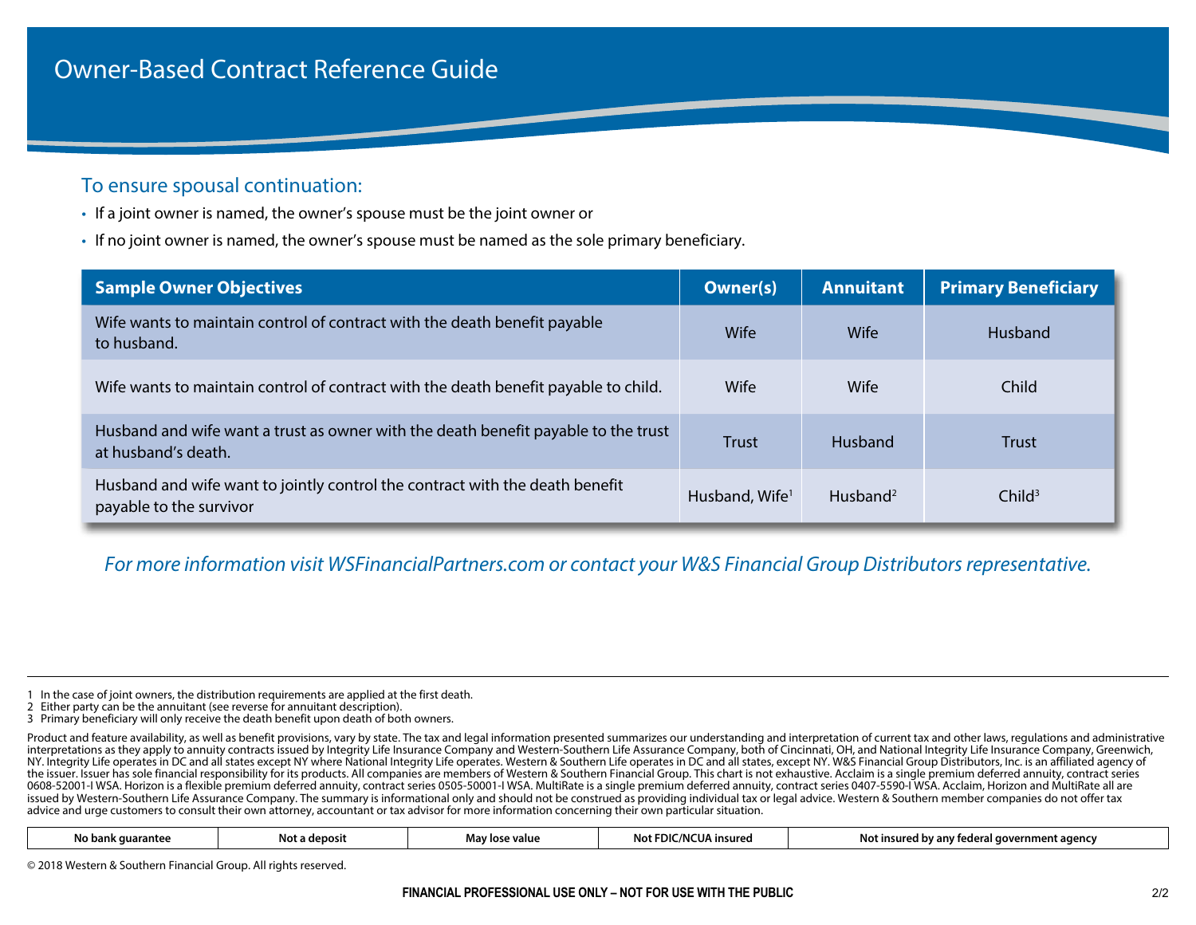# Owner-Based Contract Reference Guide

## To ensure spousal continuation:

- If a joint owner is named, the owner's spouse must be the joint owner or
- If no joint owner is named, the owner's spouse must be named as the sole primary beneficiary.

| Sample Owner Objectives | Owner(s) | Annuitant | Primary Beneficiary |
|---|---|---|---|
| Wife wants to maintain control of contract with the death benefit payable to husband. | Wife | Wife | Husband |
| Wife wants to maintain control of contract with the death benefit payable to child. | Wife | Wife | Child |
| Husband and wife want a trust as owner with the death benefit payable to the trust at husband's death. | Trust | Husband | Trust |
| Husband and wife want to jointly control the contract with the death benefit payable to the survivor | Husband, Wife[1] | Husband[2] | Child[3] |

*For more information visit WSFinancialPartners.com or contact your W&S Financial Group Distributors representative.*

1 In the case of joint owners, the distribution requirements are applied at the first death.
2 Either party can be the annuitant (see reverse for annuitant description).
3 Primary beneficiary will only receive the death benefit upon death of both owners.

Product and feature availability, as well as benefit provisions, vary by state. The tax and legal information presented summarizes our understanding and interpretation of current tax and other laws, regulations and administrative interpretations as they apply to annuity contracts issued by Integrity Life Insurance Company and Western-Southern Life Assurance Company, both of Cincinnati, OH, and National Integrity Life Insurance Company, Greenwich, NY. Integrity Life operates in DC and all states except NY where National Integrity Life operates. Western & Southern Life operates in DC and all states, except NY. W&S Financial Group Distributors, Inc. is an affiliated agency of the issuer. Issuer has sole financial responsibility for its products. All companies are members of Western & Southern Financial Group. This chart is not exhaustive. Acclaim is a single premium deferred annuity, contract series 0608-52001-I WSA. Horizon is a flexible premium deferred annuity, contract series 0505-50001-I WSA. MultiRate is a single premium deferred annuity, contract series 0407-5590-I WSA. Acclaim, Horizon and MultiRate all are issued by Western-Southern Life Assurance Company. The summary is informational only and should not be construed as providing individual tax or legal advice. Western & Southern member companies do not offer tax advice and urge customers to consult their own attorney, accountant or tax advisor for more information concerning their own particular situation.

| | | | | |
|---|---|---|---|---|
| No bank guarantee | Not a deposit | May lose value | Not FDIC/NCUA insured | Not insured by any federal government agency |

© 2018 Western & Southern Financial Group. All rights reserved.

**FINANCIAL PROFESSIONAL USE ONLY – NOT FOR USE WITH THE PUBLIC**